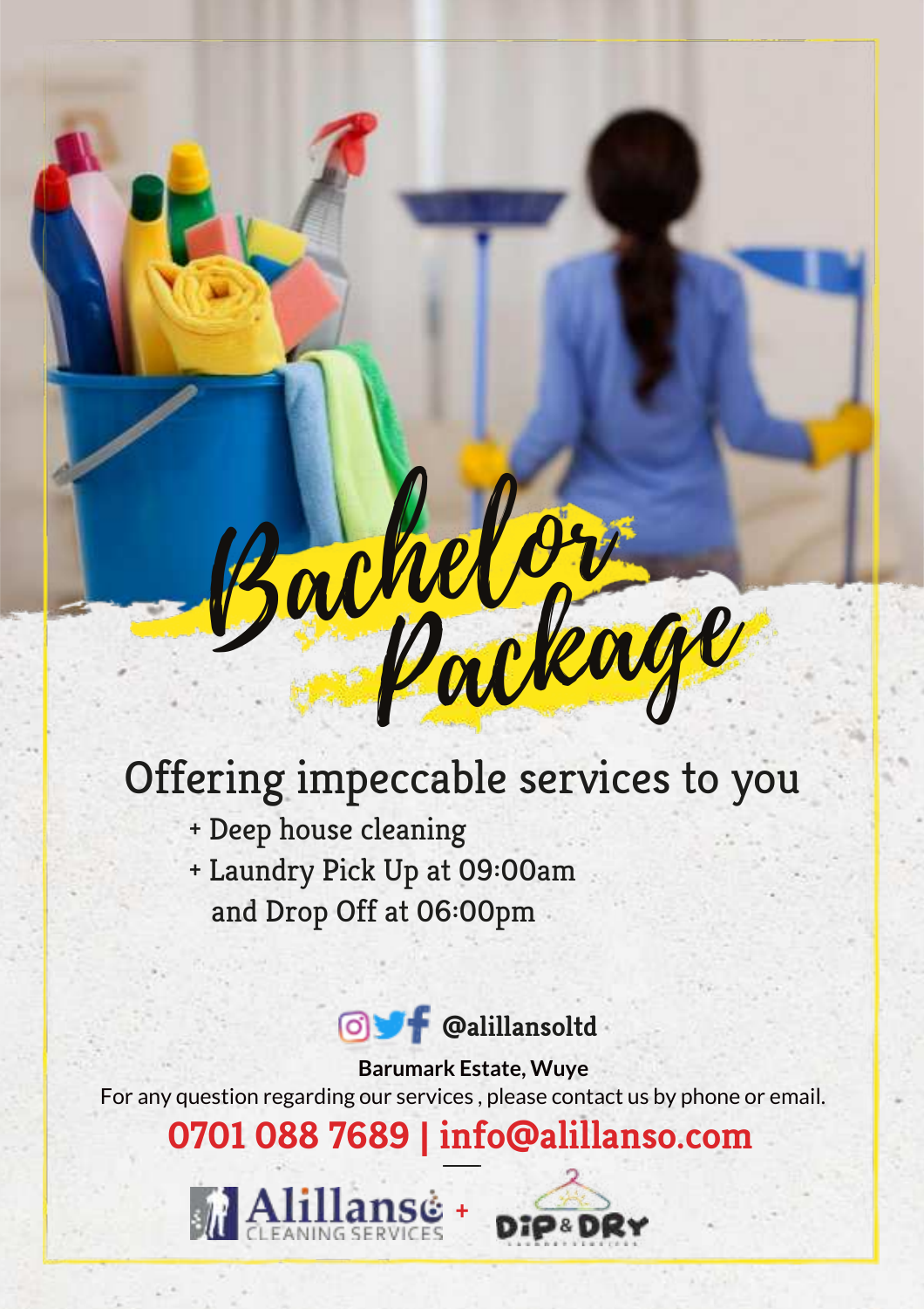# Bachelor Package

## Offering impeccable services to you

+ Deep house cleaning
+ Laundry Pick Up at 09:00am and Drop Off at 06:00pm

**@alillansoltd**

**Barumark Estate, Wuye**

For any question regarding our services , please contact us by phone or email.

**0701 088 7689 | info@alillanso.com**

Alillanso CLEANING SERVICES + DIP & DRY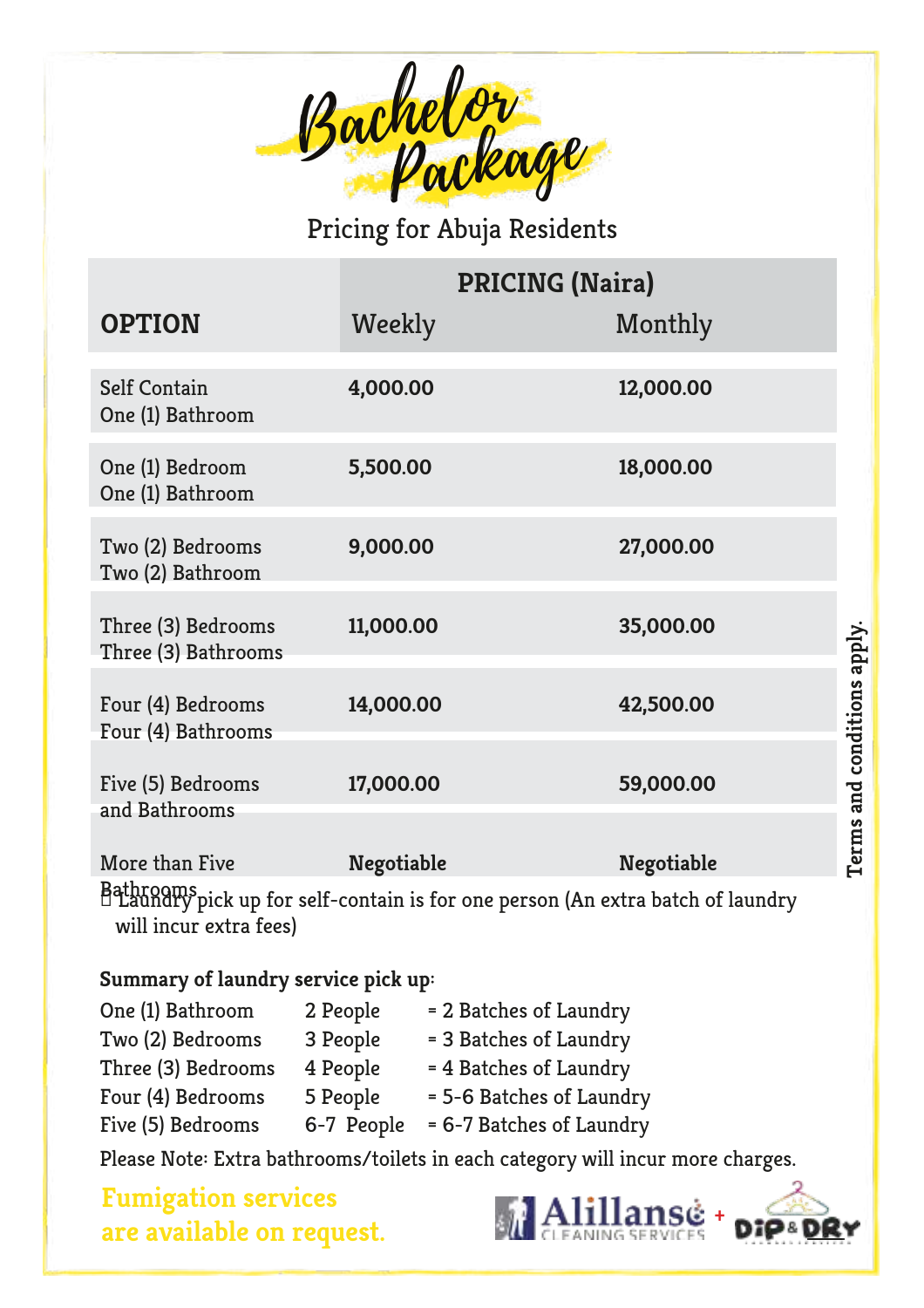# Bachelor Package

Pricing for Abuja Residents

| OPTION | PRICING (Naira) | |
|---|---|---|
| | Weekly | Monthly |
| Self Contain One (1) Bathroom | 4,000.00 | 12,000.00 |
| One (1) Bedroom One (1) Bathroom | 5,500.00 | 18,000.00 |
| Two (2) Bedrooms Two (2) Bathroom | 9,000.00 | 27,000.00 |
| Three (3) Bedrooms Three (3) Bathrooms | 11,000.00 | 35,000.00 |
| Four (4) Bedrooms Four (4) Bathrooms | 14,000.00 | 42,500.00 |
| Five (5) Bedrooms and Bathrooms | 17,000.00 | 59,000.00 |
| More than Five Bathrooms | Negotiable | Negotiable |

- Laundry pick up for self-contain is for one person (An extra batch of laundry will incur extra fees)

**Summary of laundry service pick up:**

| | | |
|---|---|---|
| One (1) Bathroom | 2 People | = 2 Batches of Laundry |
| Two (2) Bedrooms | 3 People | = 3 Batches of Laundry |
| Three (3) Bedrooms | 4 People | = 4 Batches of Laundry |
| Four (4) Bedrooms | 5 People | = 5-6 Batches of Laundry |
| Five (5) Bedrooms | 6-7 People | = 6-7 Batches of Laundry |

Please Note: Extra bathrooms/toilets in each category will incur more charges.

**Fumigation services are available on request.**

Terms and conditions apply.

Alillansé CLEANING SERVICES + DIP & DRY